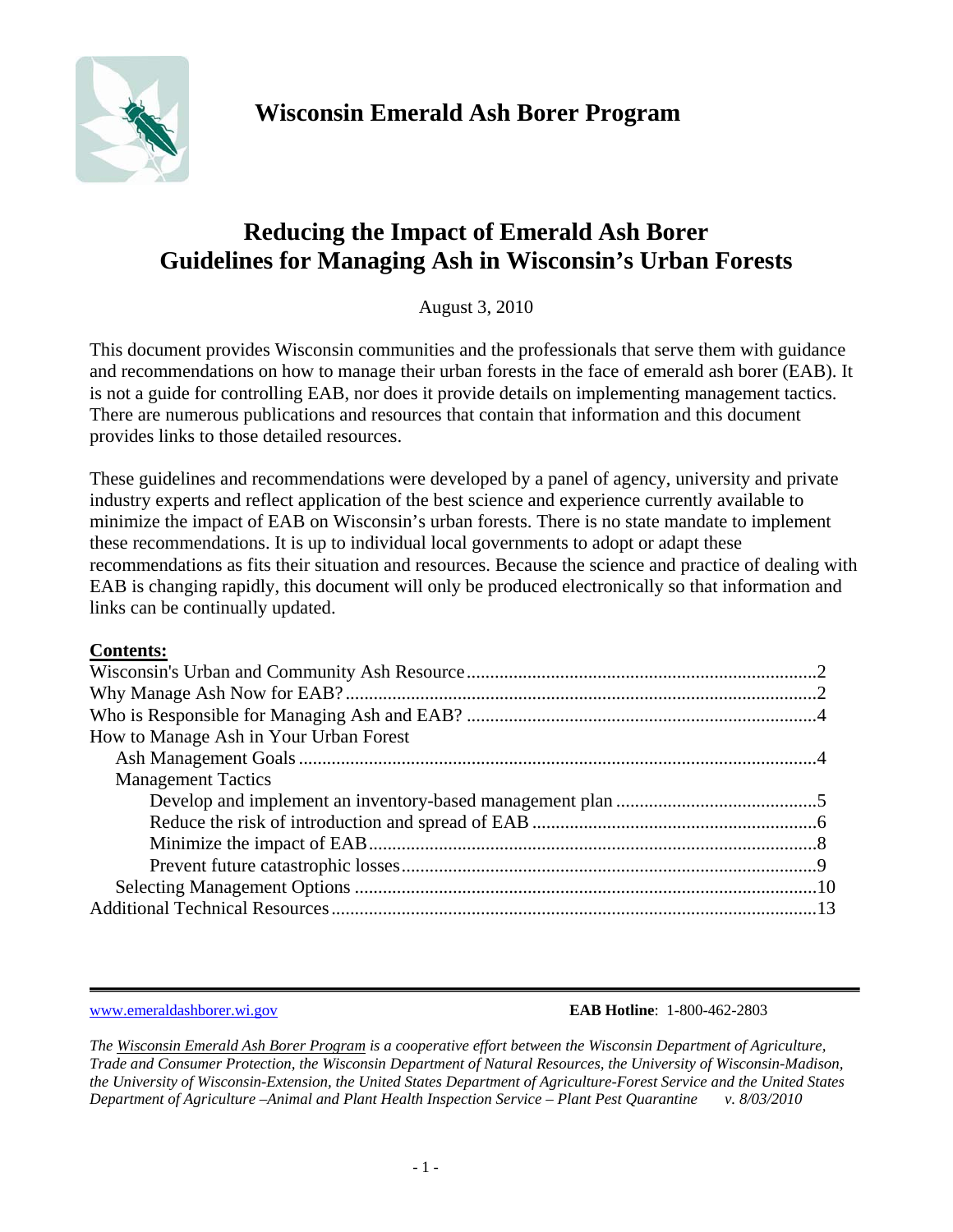# Wisconsin Emerald Ash Borer Program

## Reducing the Impact of Emerald Ash Borer
## Guidelines for Managing Ash in Wisconsin's Urban Forests

August 3, 2010

This document provides Wisconsin communities and the professionals that serve them with guidance and recommendations on how to manage their urban forests in the face of emerald ash borer (EAB). It is not a guide for controlling EAB, nor does it provide details on implementing management tactics. There are numerous publications and resources that contain that information and this document provides links to those detailed resources.

These guidelines and recommendations were developed by a panel of agency, university and private industry experts and reflect application of the best science and experience currently available to minimize the impact of EAB on Wisconsin's urban forests. There is no state mandate to implement these recommendations. It is up to individual local governments to adopt or adapt these recommendations as fits their situation and resources. Because the science and practice of dealing with EAB is changing rapidly, this document will only be produced electronically so that information and links can be continually updated.

**Contents:**

- Wisconsin's Urban and Community Ash Resource ........ 2
- Why Manage Ash Now for EAB? ........ 2
- Who is Responsible for Managing Ash and EAB? ........ 4
- How to Manage Ash in Your Urban Forest
  - Ash Management Goals ........ 4
  - Management Tactics
    - Develop and implement an inventory-based management plan ........ 5
    - Reduce the risk of introduction and spread of EAB ........ 6
    - Minimize the impact of EAB ........ 8
    - Prevent future catastrophic losses ........ 9
  - Selecting Management Options ........ 10
- Additional Technical Resources ........ 13

---

www.emeraldashborer.wi.gov

**EAB Hotline**: 1-800-462-2803

*The Wisconsin Emerald Ash Borer Program is a cooperative effort between the Wisconsin Department of Agriculture, Trade and Consumer Protection, the Wisconsin Department of Natural Resources, the University of Wisconsin-Madison, the University of Wisconsin-Extension, the United States Department of Agriculture-Forest Service and the United States Department of Agriculture –Animal and Plant Health Inspection Service – Plant Pest Quarantine v. 8/03/2010*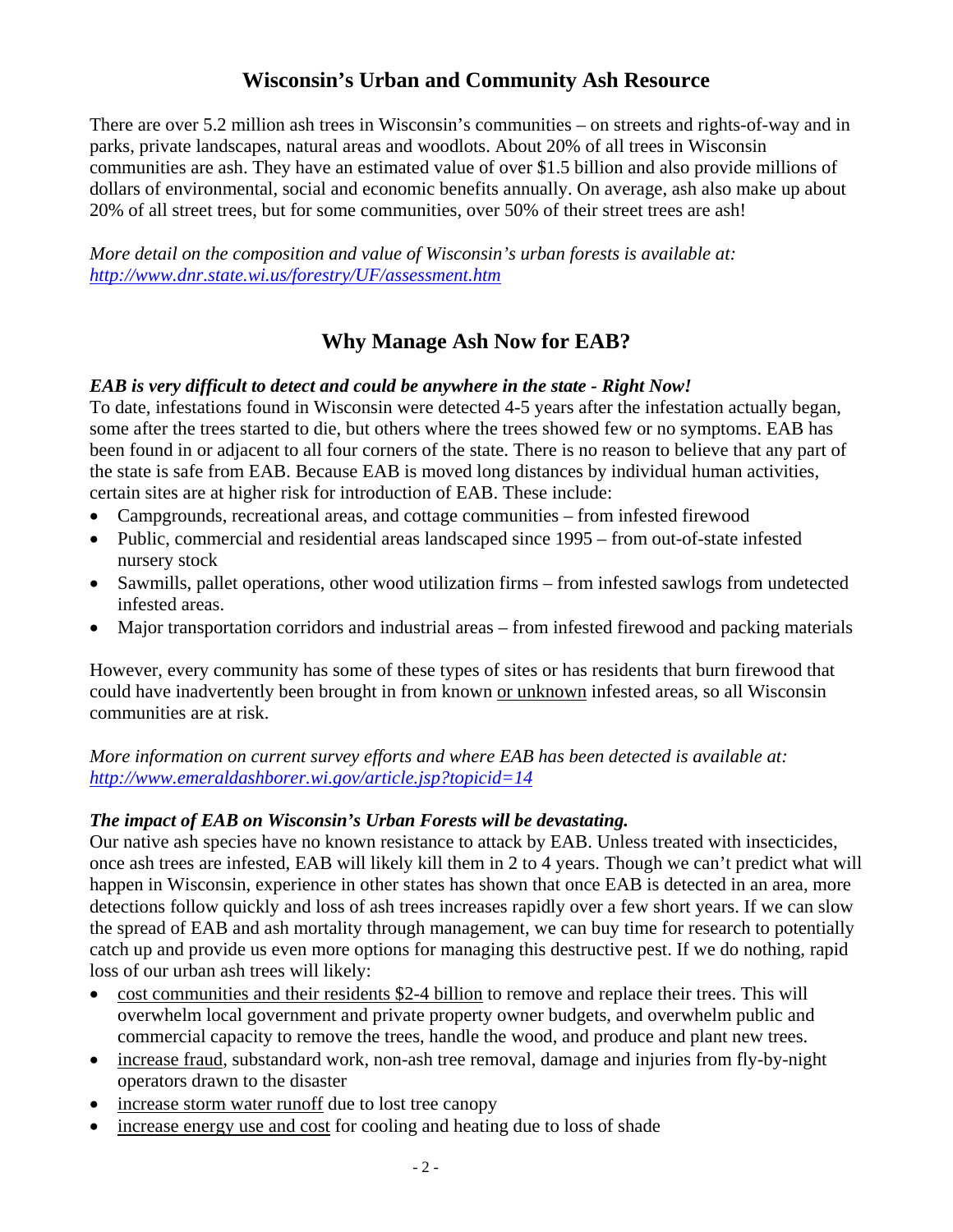## Wisconsin's Urban and Community Ash Resource

There are over 5.2 million ash trees in Wisconsin's communities – on streets and rights-of-way and in parks, private landscapes, natural areas and woodlots. About 20% of all trees in Wisconsin communities are ash. They have an estimated value of over $1.5 billion and also provide millions of dollars of environmental, social and economic benefits annually. On average, ash also make up about 20% of all street trees, but for some communities, over 50% of their street trees are ash!

*More detail on the composition and value of Wisconsin's urban forests is available at: [http://www.dnr.state.wi.us/forestry/UF/assessment.htm](http://www.dnr.state.wi.us/forestry/UF/assessment.htm)*

## Why Manage Ash Now for EAB?

***EAB is very difficult to detect and could be anywhere in the state - Right Now!***

To date, infestations found in Wisconsin were detected 4-5 years after the infestation actually began, some after the trees started to die, but others where the trees showed few or no symptoms. EAB has been found in or adjacent to all four corners of the state. There is no reason to believe that any part of the state is safe from EAB. Because EAB is moved long distances by individual human activities, certain sites are at higher risk for introduction of EAB. These include:

- Campgrounds, recreational areas, and cottage communities – from infested firewood
- Public, commercial and residential areas landscaped since 1995 – from out-of-state infested nursery stock
- Sawmills, pallet operations, other wood utilization firms – from infested sawlogs from undetected infested areas.
- Major transportation corridors and industrial areas – from infested firewood and packing materials

However, every community has some of these types of sites or has residents that burn firewood that could have inadvertently been brought in from known or unknown infested areas, so all Wisconsin communities are at risk.

*More information on current survey efforts and where EAB has been detected is available at: [http://www.emeraldashborer.wi.gov/article.jsp?topicid=14](http://www.emeraldashborer.wi.gov/article.jsp?topicid=14)*

***The impact of EAB on Wisconsin's Urban Forests will be devastating.***

Our native ash species have no known resistance to attack by EAB. Unless treated with insecticides, once ash trees are infested, EAB will likely kill them in 2 to 4 years. Though we can't predict what will happen in Wisconsin, experience in other states has shown that once EAB is detected in an area, more detections follow quickly and loss of ash trees increases rapidly over a few short years. If we can slow the spread of EAB and ash mortality through management, we can buy time for research to potentially catch up and provide us even more options for managing this destructive pest. If we do nothing, rapid loss of our urban ash trees will likely:

- cost communities and their residents $2-4 billion to remove and replace their trees. This will overwhelm local government and private property owner budgets, and overwhelm public and commercial capacity to remove the trees, handle the wood, and produce and plant new trees.
- increase fraud, substandard work, non-ash tree removal, damage and injuries from fly-by-night operators drawn to the disaster
- increase storm water runoff due to lost tree canopy
- increase energy use and cost for cooling and heating due to loss of shade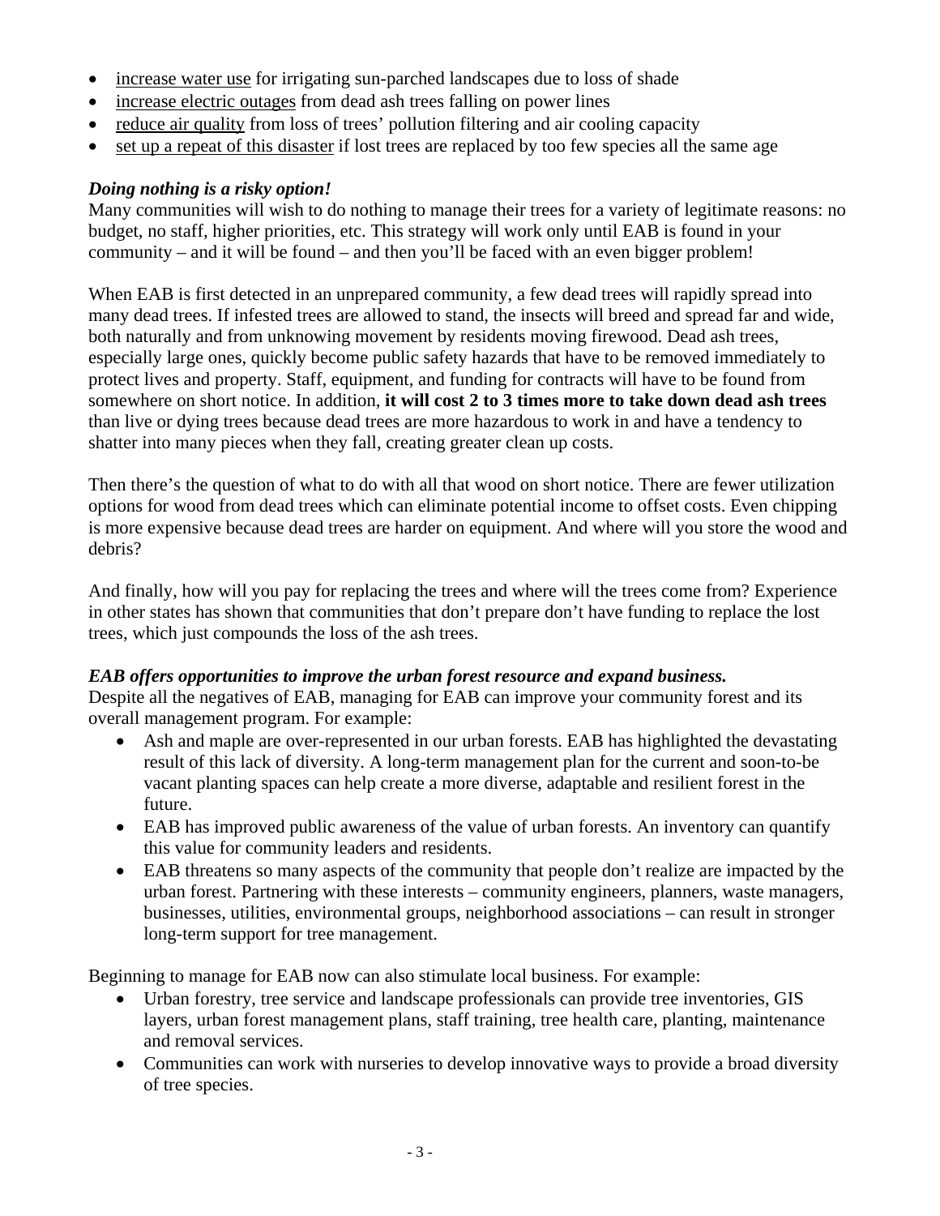- <u>increase water use</u> for irrigating sun-parched landscapes due to loss of shade
- <u>increase electric outages</u> from dead ash trees falling on power lines
- <u>reduce air quality</u> from loss of trees' pollution filtering and air cooling capacity
- <u>set up a repeat of this disaster</u> if lost trees are replaced by too few species all the same age

***Doing nothing is a risky option!***

Many communities will wish to do nothing to manage their trees for a variety of legitimate reasons: no budget, no staff, higher priorities, etc. This strategy will work only until EAB is found in your community – and it will be found – and then you'll be faced with an even bigger problem!

When EAB is first detected in an unprepared community, a few dead trees will rapidly spread into many dead trees. If infested trees are allowed to stand, the insects will breed and spread far and wide, both naturally and from unknowing movement by residents moving firewood. Dead ash trees, especially large ones, quickly become public safety hazards that have to be removed immediately to protect lives and property. Staff, equipment, and funding for contracts will have to be found from somewhere on short notice. In addition, **it will cost 2 to 3 times more to take down dead ash trees** than live or dying trees because dead trees are more hazardous to work in and have a tendency to shatter into many pieces when they fall, creating greater clean up costs.

Then there's the question of what to do with all that wood on short notice. There are fewer utilization options for wood from dead trees which can eliminate potential income to offset costs. Even chipping is more expensive because dead trees are harder on equipment. And where will you store the wood and debris?

And finally, how will you pay for replacing the trees and where will the trees come from? Experience in other states has shown that communities that don't prepare don't have funding to replace the lost trees, which just compounds the loss of the ash trees.

***EAB offers opportunities to improve the urban forest resource and expand business.***

Despite all the negatives of EAB, managing for EAB can improve your community forest and its overall management program. For example:

- Ash and maple are over-represented in our urban forests. EAB has highlighted the devastating result of this lack of diversity. A long-term management plan for the current and soon-to-be vacant planting spaces can help create a more diverse, adaptable and resilient forest in the future.
- EAB has improved public awareness of the value of urban forests. An inventory can quantify this value for community leaders and residents.
- EAB threatens so many aspects of the community that people don't realize are impacted by the urban forest. Partnering with these interests – community engineers, planners, waste managers, businesses, utilities, environmental groups, neighborhood associations – can result in stronger long-term support for tree management.

Beginning to manage for EAB now can also stimulate local business. For example:

- Urban forestry, tree service and landscape professionals can provide tree inventories, GIS layers, urban forest management plans, staff training, tree health care, planting, maintenance and removal services.
- Communities can work with nurseries to develop innovative ways to provide a broad diversity of tree species.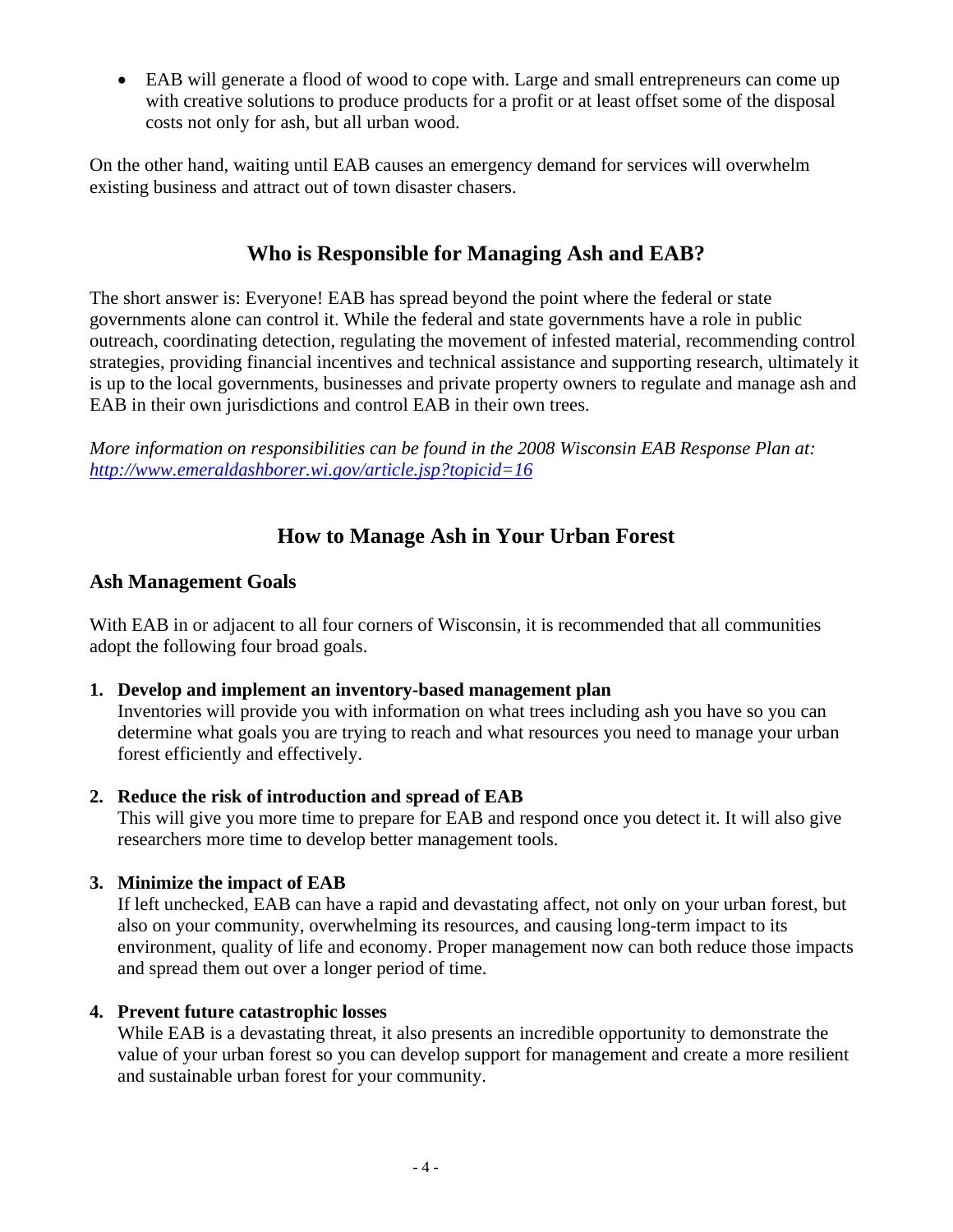- EAB will generate a flood of wood to cope with. Large and small entrepreneurs can come up with creative solutions to produce products for a profit or at least offset some of the disposal costs not only for ash, but all urban wood.

On the other hand, waiting until EAB causes an emergency demand for services will overwhelm existing business and attract out of town disaster chasers.

## Who is Responsible for Managing Ash and EAB?

The short answer is: Everyone! EAB has spread beyond the point where the federal or state governments alone can control it. While the federal and state governments have a role in public outreach, coordinating detection, regulating the movement of infested material, recommending control strategies, providing financial incentives and technical assistance and supporting research, ultimately it is up to the local governments, businesses and private property owners to regulate and manage ash and EAB in their own jurisdictions and control EAB in their own trees.

*More information on responsibilities can be found in the 2008 Wisconsin EAB Response Plan at: [http://www.emeraldashborer.wi.gov/article.jsp?topicid=16](http://www.emeraldashborer.wi.gov/article.jsp?topicid=16)*

## How to Manage Ash in Your Urban Forest

### Ash Management Goals

With EAB in or adjacent to all four corners of Wisconsin, it is recommended that all communities adopt the following four broad goals.

1. **Develop and implement an inventory-based management plan**
   Inventories will provide you with information on what trees including ash you have so you can determine what goals you are trying to reach and what resources you need to manage your urban forest efficiently and effectively.

2. **Reduce the risk of introduction and spread of EAB**
   This will give you more time to prepare for EAB and respond once you detect it. It will also give researchers more time to develop better management tools.

3. **Minimize the impact of EAB**
   If left unchecked, EAB can have a rapid and devastating affect, not only on your urban forest, but also on your community, overwhelming its resources, and causing long-term impact to its environment, quality of life and economy. Proper management now can both reduce those impacts and spread them out over a longer period of time.

4. **Prevent future catastrophic losses**
   While EAB is a devastating threat, it also presents an incredible opportunity to demonstrate the value of your urban forest so you can develop support for management and create a more resilient and sustainable urban forest for your community.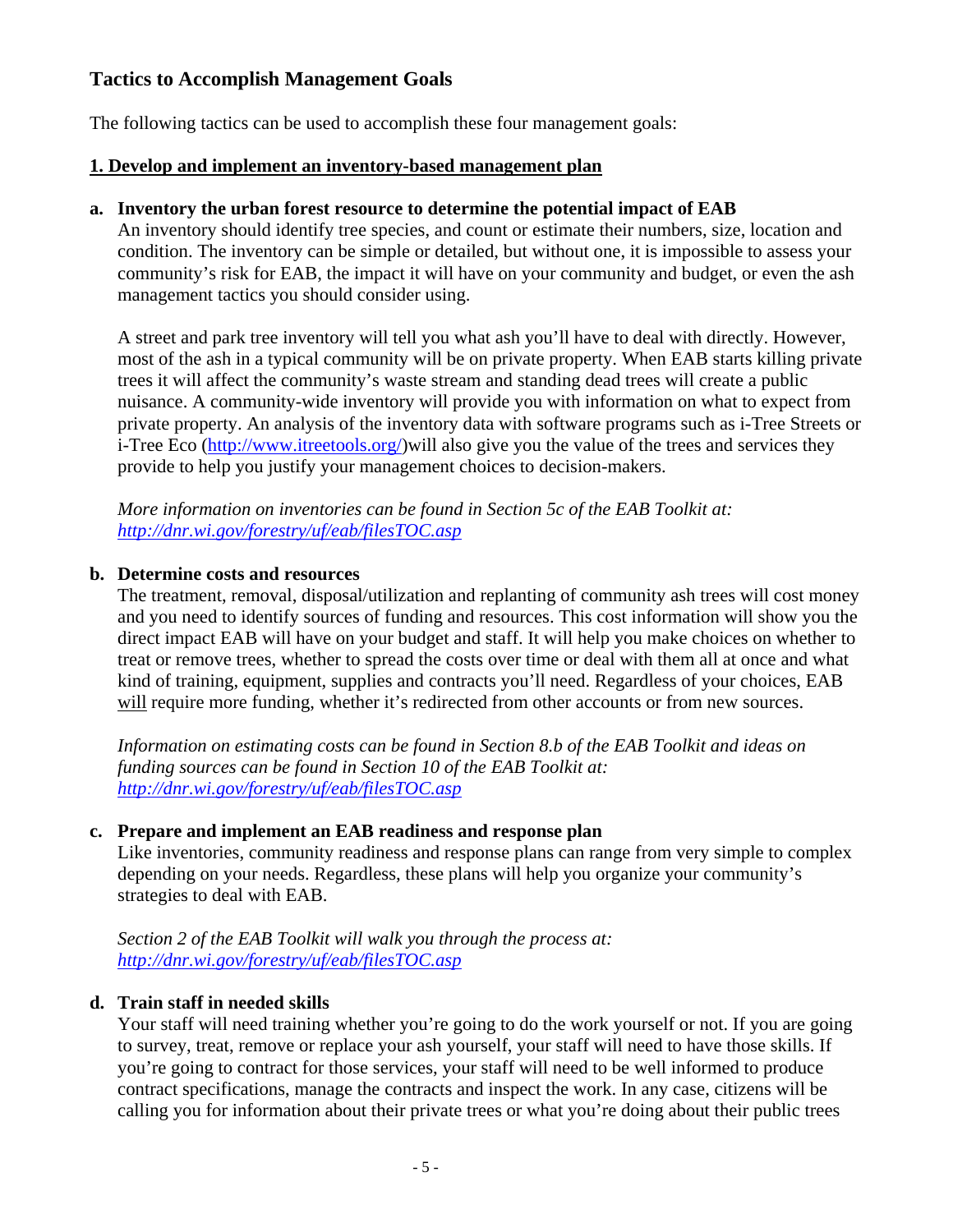## Tactics to Accomplish Management Goals

The following tactics can be used to accomplish these four management goals:

### 1. Develop and implement an inventory-based management plan

**a. Inventory the urban forest resource to determine the potential impact of EAB**

An inventory should identify tree species, and count or estimate their numbers, size, location and condition. The inventory can be simple or detailed, but without one, it is impossible to assess your community's risk for EAB, the impact it will have on your community and budget, or even the ash management tactics you should consider using.

A street and park tree inventory will tell you what ash you'll have to deal with directly. However, most of the ash in a typical community will be on private property. When EAB starts killing private trees it will affect the community's waste stream and standing dead trees will create a public nuisance. A community-wide inventory will provide you with information on what to expect from private property. An analysis of the inventory data with software programs such as i-Tree Streets or i-Tree Eco (http://www.itreetools.org/)will also give you the value of the trees and services they provide to help you justify your management choices to decision-makers.

*More information on inventories can be found in Section 5c of the EAB Toolkit at: http://dnr.wi.gov/forestry/uf/eab/filesTOC.asp*

**b. Determine costs and resources**

The treatment, removal, disposal/utilization and replanting of community ash trees will cost money and you need to identify sources of funding and resources. This cost information will show you the direct impact EAB will have on your budget and staff. It will help you make choices on whether to treat or remove trees, whether to spread the costs over time or deal with them all at once and what kind of training, equipment, supplies and contracts you'll need. Regardless of your choices, EAB will require more funding, whether it's redirected from other accounts or from new sources.

*Information on estimating costs can be found in Section 8.b of the EAB Toolkit and ideas on funding sources can be found in Section 10 of the EAB Toolkit at: http://dnr.wi.gov/forestry/uf/eab/filesTOC.asp*

**c. Prepare and implement an EAB readiness and response plan**

Like inventories, community readiness and response plans can range from very simple to complex depending on your needs. Regardless, these plans will help you organize your community's strategies to deal with EAB.

*Section 2 of the EAB Toolkit will walk you through the process at: http://dnr.wi.gov/forestry/uf/eab/filesTOC.asp*

**d. Train staff in needed skills**

Your staff will need training whether you're going to do the work yourself or not. If you are going to survey, treat, remove or replace your ash yourself, your staff will need to have those skills. If you're going to contract for those services, your staff will need to be well informed to produce contract specifications, manage the contracts and inspect the work. In any case, citizens will be calling you for information about their private trees or what you're doing about their public trees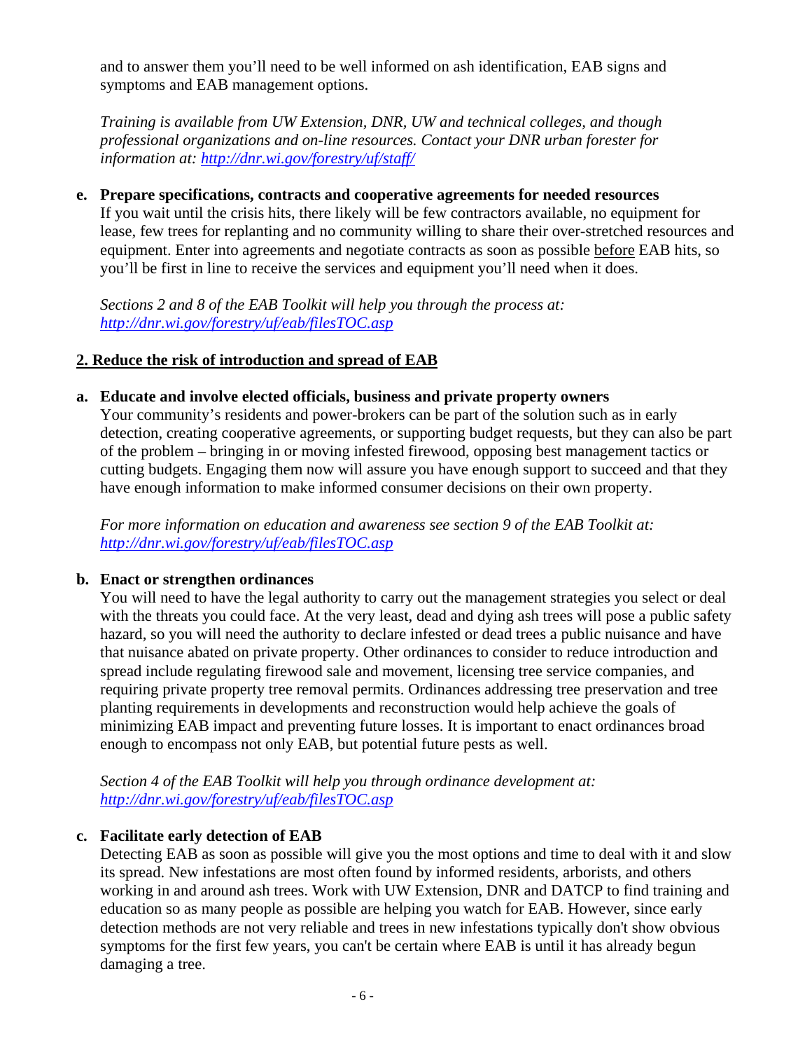and to answer them you'll need to be well informed on ash identification, EAB signs and symptoms and EAB management options.

*Training is available from UW Extension, DNR, UW and technical colleges, and though professional organizations and on-line resources. Contact your DNR urban forester for information at: http://dnr.wi.gov/forestry/uf/staff/*

**e. Prepare specifications, contracts and cooperative agreements for needed resources**

If you wait until the crisis hits, there likely will be few contractors available, no equipment for lease, few trees for replanting and no community willing to share their over-stretched resources and equipment. Enter into agreements and negotiate contracts as soon as possible <u>before</u> EAB hits, so you'll be first in line to receive the services and equipment you'll need when it does.

*Sections 2 and 8 of the EAB Toolkit will help you through the process at: http://dnr.wi.gov/forestry/uf/eab/filesTOC.asp*

## 2. Reduce the risk of introduction and spread of EAB

**a. Educate and involve elected officials, business and private property owners**

Your community's residents and power-brokers can be part of the solution such as in early detection, creating cooperative agreements, or supporting budget requests, but they can also be part of the problem – bringing in or moving infested firewood, opposing best management tactics or cutting budgets. Engaging them now will assure you have enough support to succeed and that they have enough information to make informed consumer decisions on their own property.

*For more information on education and awareness see section 9 of the EAB Toolkit at: http://dnr.wi.gov/forestry/uf/eab/filesTOC.asp*

**b. Enact or strengthen ordinances**

You will need to have the legal authority to carry out the management strategies you select or deal with the threats you could face. At the very least, dead and dying ash trees will pose a public safety hazard, so you will need the authority to declare infested or dead trees a public nuisance and have that nuisance abated on private property. Other ordinances to consider to reduce introduction and spread include regulating firewood sale and movement, licensing tree service companies, and requiring private property tree removal permits. Ordinances addressing tree preservation and tree planting requirements in developments and reconstruction would help achieve the goals of minimizing EAB impact and preventing future losses. It is important to enact ordinances broad enough to encompass not only EAB, but potential future pests as well.

*Section 4 of the EAB Toolkit will help you through ordinance development at: http://dnr.wi.gov/forestry/uf/eab/filesTOC.asp*

**c. Facilitate early detection of EAB**

Detecting EAB as soon as possible will give you the most options and time to deal with it and slow its spread. New infestations are most often found by informed residents, arborists, and others working in and around ash trees. Work with UW Extension, DNR and DATCP to find training and education so as many people as possible are helping you watch for EAB. However, since early detection methods are not very reliable and trees in new infestations typically don't show obvious symptoms for the first few years, you can't be certain where EAB is until it has already begun damaging a tree.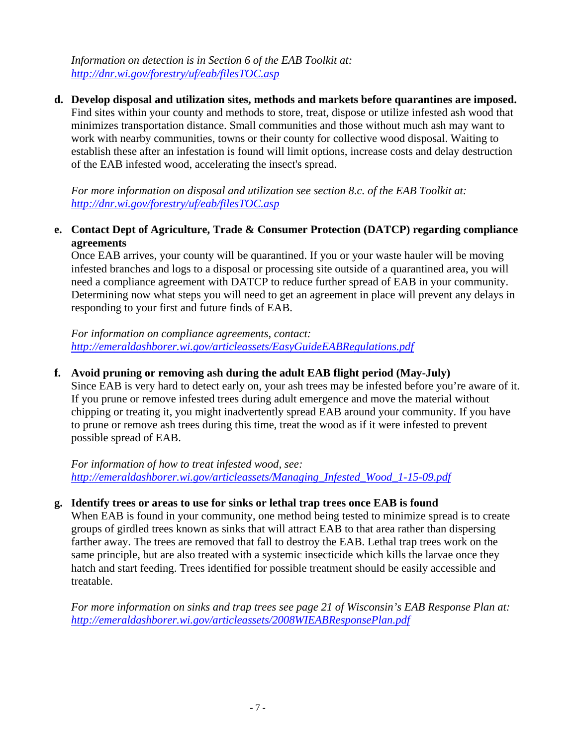*Information on detection is in Section 6 of the EAB Toolkit at: http://dnr.wi.gov/forestry/uf/eab/filesTOC.asp*

**d. Develop disposal and utilization sites, methods and markets before quarantines are imposed.** Find sites within your county and methods to store, treat, dispose or utilize infested ash wood that minimizes transportation distance. Small communities and those without much ash may want to work with nearby communities, towns or their county for collective wood disposal. Waiting to establish these after an infestation is found will limit options, increase costs and delay destruction of the EAB infested wood, accelerating the insect's spread.

*For more information on disposal and utilization see section 8.c. of the EAB Toolkit at: http://dnr.wi.gov/forestry/uf/eab/filesTOC.asp*

**e. Contact Dept of Agriculture, Trade & Consumer Protection (DATCP) regarding compliance agreements**

Once EAB arrives, your county will be quarantined. If you or your waste hauler will be moving infested branches and logs to a disposal or processing site outside of a quarantined area, you will need a compliance agreement with DATCP to reduce further spread of EAB in your community. Determining now what steps you will need to get an agreement in place will prevent any delays in responding to your first and future finds of EAB.

*For information on compliance agreements, contact: http://emeraldashborer.wi.gov/articleassets/EasyGuideEABRegulations.pdf*

**f. Avoid pruning or removing ash during the adult EAB flight period (May-July)**

Since EAB is very hard to detect early on, your ash trees may be infested before you're aware of it. If you prune or remove infested trees during adult emergence and move the material without chipping or treating it, you might inadvertently spread EAB around your community. If you have to prune or remove ash trees during this time, treat the wood as if it were infested to prevent possible spread of EAB.

*For information of how to treat infested wood, see: http://emeraldashborer.wi.gov/articleassets/Managing_Infested_Wood_1-15-09.pdf*

**g. Identify trees or areas to use for sinks or lethal trap trees once EAB is found**

When EAB is found in your community, one method being tested to minimize spread is to create groups of girdled trees known as sinks that will attract EAB to that area rather than dispersing farther away. The trees are removed that fall to destroy the EAB. Lethal trap trees work on the same principle, but are also treated with a systemic insecticide which kills the larvae once they hatch and start feeding. Trees identified for possible treatment should be easily accessible and treatable.

*For more information on sinks and trap trees see page 21 of Wisconsin's EAB Response Plan at: http://emeraldashborer.wi.gov/articleassets/2008WIEABResponsePlan.pdf*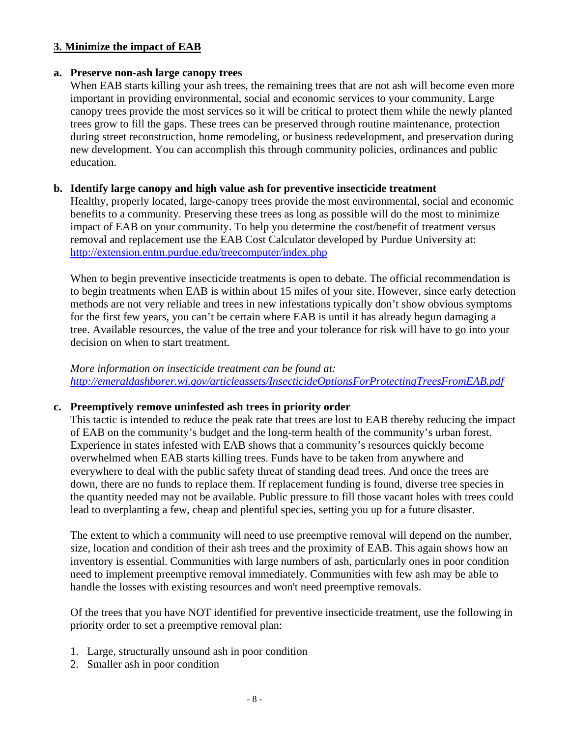## 3. Minimize the impact of EAB

**a. Preserve non-ash large canopy trees**

When EAB starts killing your ash trees, the remaining trees that are not ash will become even more important in providing environmental, social and economic services to your community. Large canopy trees provide the most services so it will be critical to protect them while the newly planted trees grow to fill the gaps. These trees can be preserved through routine maintenance, protection during street reconstruction, home remodeling, or business redevelopment, and preservation during new development. You can accomplish this through community policies, ordinances and public education.

**b. Identify large canopy and high value ash for preventive insecticide treatment**

Healthy, properly located, large-canopy trees provide the most environmental, social and economic benefits to a community. Preserving these trees as long as possible will do the most to minimize impact of EAB on your community. To help you determine the cost/benefit of treatment versus removal and replacement use the EAB Cost Calculator developed by Purdue University at: http://extension.entm.purdue.edu/treecomputer/index.php

When to begin preventive insecticide treatments is open to debate. The official recommendation is to begin treatments when EAB is within about 15 miles of your site. However, since early detection methods are not very reliable and trees in new infestations typically don't show obvious symptoms for the first few years, you can't be certain where EAB is until it has already begun damaging a tree. Available resources, the value of the tree and your tolerance for risk will have to go into your decision on when to start treatment.

*More information on insecticide treatment can be found at: http://emeraldashborer.wi.gov/articleassets/InsecticideOptionsForProtectingTreesFromEAB.pdf*

**c. Preemptively remove uninfested ash trees in priority order**

This tactic is intended to reduce the peak rate that trees are lost to EAB thereby reducing the impact of EAB on the community's budget and the long-term health of the community's urban forest. Experience in states infested with EAB shows that a community's resources quickly become overwhelmed when EAB starts killing trees. Funds have to be taken from anywhere and everywhere to deal with the public safety threat of standing dead trees. And once the trees are down, there are no funds to replace them. If replacement funding is found, diverse tree species in the quantity needed may not be available. Public pressure to fill those vacant holes with trees could lead to overplanting a few, cheap and plentiful species, setting you up for a future disaster.

The extent to which a community will need to use preemptive removal will depend on the number, size, location and condition of their ash trees and the proximity of EAB. This again shows how an inventory is essential. Communities with large numbers of ash, particularly ones in poor condition need to implement preemptive removal immediately. Communities with few ash may be able to handle the losses with existing resources and won't need preemptive removals.

Of the trees that you have NOT identified for preventive insecticide treatment, use the following in priority order to set a preemptive removal plan:

1. Large, structurally unsound ash in poor condition
2. Smaller ash in poor condition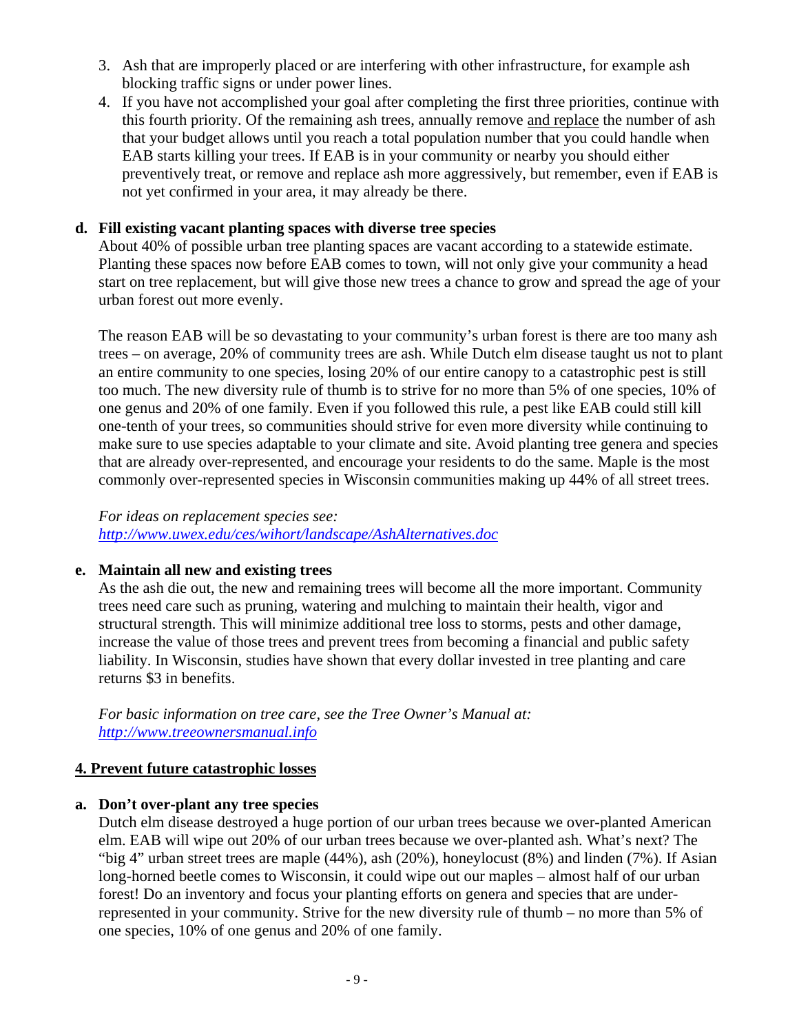3. Ash that are improperly placed or are interfering with other infrastructure, for example ash blocking traffic signs or under power lines.
4. If you have not accomplished your goal after completing the first three priorities, continue with this fourth priority. Of the remaining ash trees, annually remove and replace the number of ash that your budget allows until you reach a total population number that you could handle when EAB starts killing your trees. If EAB is in your community or nearby you should either preventively treat, or remove and replace ash more aggressively, but remember, even if EAB is not yet confirmed in your area, it may already be there.

**d. Fill existing vacant planting spaces with diverse tree species**

About 40% of possible urban tree planting spaces are vacant according to a statewide estimate. Planting these spaces now before EAB comes to town, will not only give your community a head start on tree replacement, but will give those new trees a chance to grow and spread the age of your urban forest out more evenly.

The reason EAB will be so devastating to your community's urban forest is there are too many ash trees – on average, 20% of community trees are ash. While Dutch elm disease taught us not to plant an entire community to one species, losing 20% of our entire canopy to a catastrophic pest is still too much. The new diversity rule of thumb is to strive for no more than 5% of one species, 10% of one genus and 20% of one family. Even if you followed this rule, a pest like EAB could still kill one-tenth of your trees, so communities should strive for even more diversity while continuing to make sure to use species adaptable to your climate and site. Avoid planting tree genera and species that are already over-represented, and encourage your residents to do the same. Maple is the most commonly over-represented species in Wisconsin communities making up 44% of all street trees.

*For ideas on replacement species see:*
*http://www.uwex.edu/ces/wihort/landscape/AshAlternatives.doc*

**e. Maintain all new and existing trees**

As the ash die out, the new and remaining trees will become all the more important. Community trees need care such as pruning, watering and mulching to maintain their health, vigor and structural strength. This will minimize additional tree loss to storms, pests and other damage, increase the value of those trees and prevent trees from becoming a financial and public safety liability. In Wisconsin, studies have shown that every dollar invested in tree planting and care returns $3 in benefits.

*For basic information on tree care, see the Tree Owner's Manual at:*
*http://www.treeownersmanual.info*

## 4. Prevent future catastrophic losses

**a. Don't over-plant any tree species**

Dutch elm disease destroyed a huge portion of our urban trees because we over-planted American elm. EAB will wipe out 20% of our urban trees because we over-planted ash. What's next? The "big 4" urban street trees are maple (44%), ash (20%), honeylocust (8%) and linden (7%). If Asian long-horned beetle comes to Wisconsin, it could wipe out our maples – almost half of our urban forest! Do an inventory and focus your planting efforts on genera and species that are under-represented in your community. Strive for the new diversity rule of thumb – no more than 5% of one species, 10% of one genus and 20% of one family.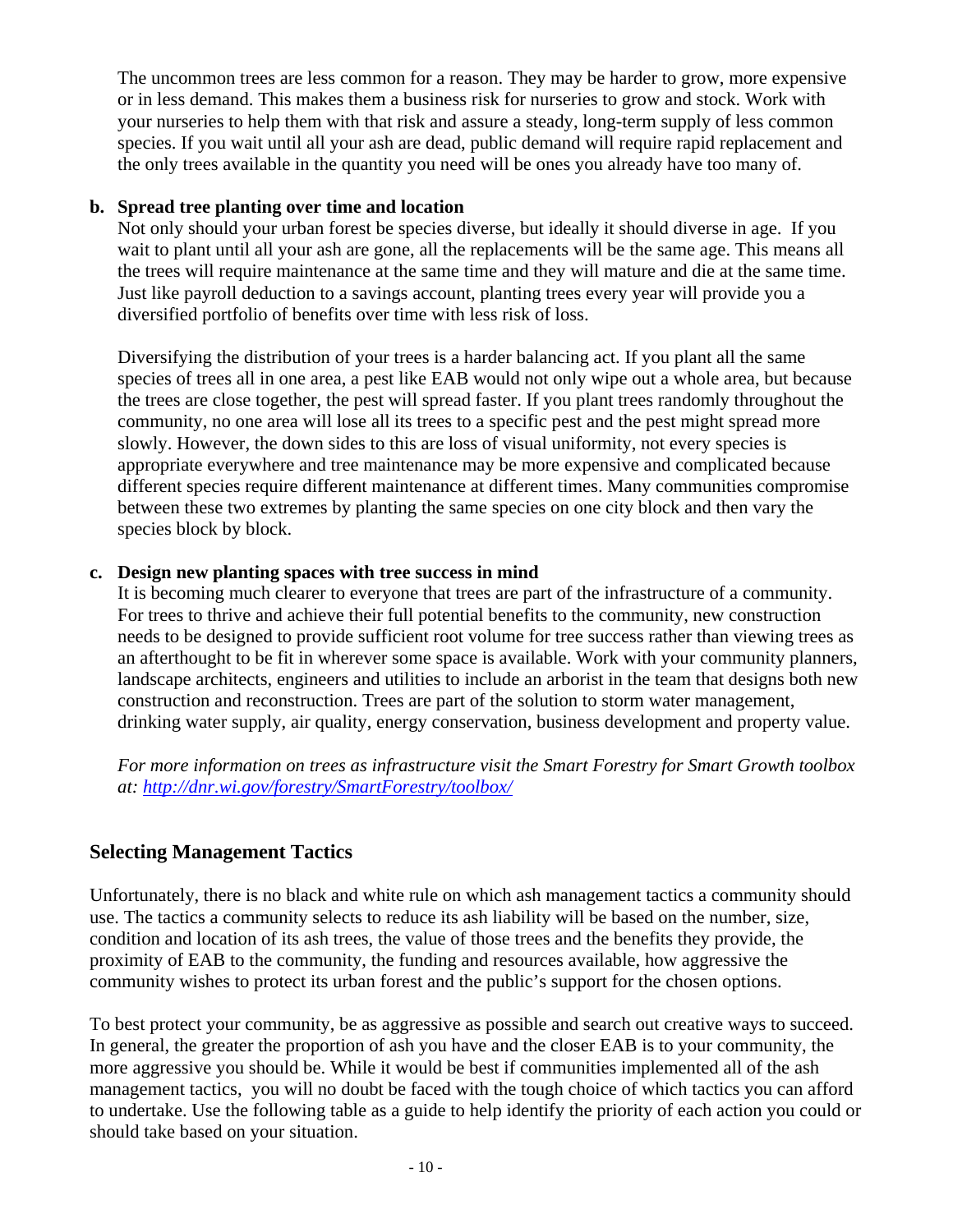The uncommon trees are less common for a reason. They may be harder to grow, more expensive or in less demand. This makes them a business risk for nurseries to grow and stock. Work with your nurseries to help them with that risk and assure a steady, long-term supply of less common species. If you wait until all your ash are dead, public demand will require rapid replacement and the only trees available in the quantity you need will be ones you already have too many of.

**b. Spread tree planting over time and location**

Not only should your urban forest be species diverse, but ideally it should diverse in age. If you wait to plant until all your ash are gone, all the replacements will be the same age. This means all the trees will require maintenance at the same time and they will mature and die at the same time. Just like payroll deduction to a savings account, planting trees every year will provide you a diversified portfolio of benefits over time with less risk of loss.

Diversifying the distribution of your trees is a harder balancing act. If you plant all the same species of trees all in one area, a pest like EAB would not only wipe out a whole area, but because the trees are close together, the pest will spread faster. If you plant trees randomly throughout the community, no one area will lose all its trees to a specific pest and the pest might spread more slowly. However, the down sides to this are loss of visual uniformity, not every species is appropriate everywhere and tree maintenance may be more expensive and complicated because different species require different maintenance at different times. Many communities compromise between these two extremes by planting the same species on one city block and then vary the species block by block.

**c. Design new planting spaces with tree success in mind**

It is becoming much clearer to everyone that trees are part of the infrastructure of a community. For trees to thrive and achieve their full potential benefits to the community, new construction needs to be designed to provide sufficient root volume for tree success rather than viewing trees as an afterthought to be fit in wherever some space is available. Work with your community planners, landscape architects, engineers and utilities to include an arborist in the team that designs both new construction and reconstruction. Trees are part of the solution to storm water management, drinking water supply, air quality, energy conservation, business development and property value.

*For more information on trees as infrastructure visit the Smart Forestry for Smart Growth toolbox at: http://dnr.wi.gov/forestry/SmartForestry/toolbox/*

## Selecting Management Tactics

Unfortunately, there is no black and white rule on which ash management tactics a community should use. The tactics a community selects to reduce its ash liability will be based on the number, size, condition and location of its ash trees, the value of those trees and the benefits they provide, the proximity of EAB to the community, the funding and resources available, how aggressive the community wishes to protect its urban forest and the public's support for the chosen options.

To best protect your community, be as aggressive as possible and search out creative ways to succeed. In general, the greater the proportion of ash you have and the closer EAB is to your community, the more aggressive you should be. While it would be best if communities implemented all of the ash management tactics, you will no doubt be faced with the tough choice of which tactics you can afford to undertake. Use the following table as a guide to help identify the priority of each action you could or should take based on your situation.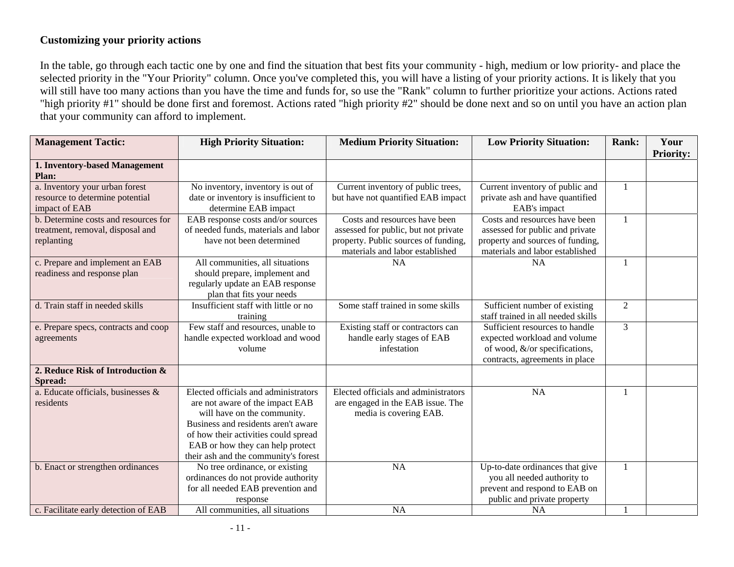**Customizing your priority actions**

In the table, go through each tactic one by one and find the situation that best fits your community - high, medium or low priority- and place the selected priority in the "Your Priority" column. Once you've completed this, you will have a listing of your priority actions. It is likely that you will still have too many actions than you have the time and funds for, so use the "Rank" column to further prioritize your actions. Actions rated "high priority #1" should be done first and foremost. Actions rated "high priority #2" should be done next and so on until you have an action plan that your community can afford to implement.

| Management Tactic: | High Priority Situation: | Medium Priority Situation: | Low Priority Situation: | Rank: | Your Priority: |
|---|---|---|---|---|---|
| **1. Inventory-based Management Plan:** | | | | | |
| a. Inventory your urban forest resource to determine potential impact of EAB | No inventory, inventory is out of date or inventory is insufficient to determine EAB impact | Current inventory of public trees, but have not quantified EAB impact | Current inventory of public and private ash and have quantified EAB's impact | 1 | |
| b. Determine costs and resources for treatment, removal, disposal and replanting | EAB response costs and/or sources of needed funds, materials and labor have not been determined | Costs and resources have been assessed for public, but not private property. Public sources of funding, materials and labor established | Costs and resources have been assessed for public and private property and sources of funding, materials and labor established | 1 | |
| c. Prepare and implement an EAB readiness and response plan | All communities, all situations should prepare, implement and regularly update an EAB response plan that fits your needs | NA | NA | 1 | |
| d. Train staff in needed skills | Insufficient staff with little or no training | Some staff trained in some skills | Sufficient number of existing staff trained in all needed skills | 2 | |
| e. Prepare specs, contracts and coop agreements | Few staff and resources, unable to handle expected workload and wood volume | Existing staff or contractors can handle early stages of EAB infestation | Sufficient resources to handle expected workload and volume of wood, &/or specifications, contracts, agreements in place | 3 | |
| **2. Reduce Risk of Introduction & Spread:** | | | | | |
| a. Educate officials, businesses & residents | Elected officials and administrators are not aware of the impact EAB will have on the community. Business and residents aren't aware of how their activities could spread EAB or how they can help protect their ash and the community's forest | Elected officials and administrators are engaged in the EAB issue. The media is covering EAB. | NA | 1 | |
| b. Enact or strengthen ordinances | No tree ordinance, or existing ordinances do not provide authority for all needed EAB prevention and response | NA | Up-to-date ordinances that give you all needed authority to prevent and respond to EAB on public and private property | 1 | |
| c. Facilitate early detection of EAB | All communities, all situations | NA | NA | 1 | |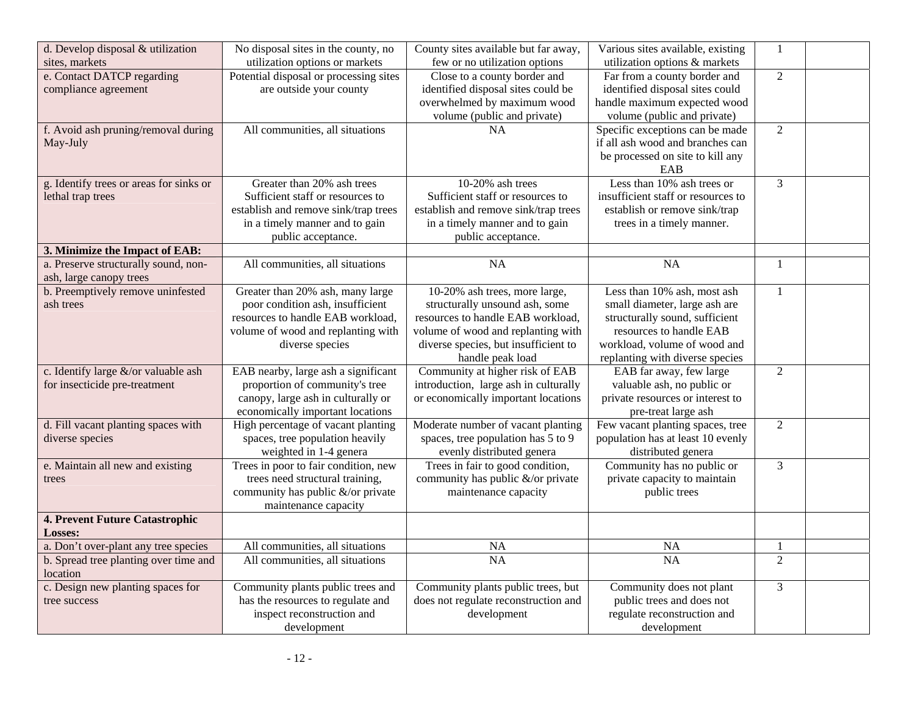| | | | | | |
|---|---|---|---|---|---|
| d. Develop disposal & utilization sites, markets | No disposal sites in the county, no utilization options or markets | County sites available but far away, few or no utilization options | Various sites available, existing utilization options & markets | 1 | |
| e. Contact DATCP regarding compliance agreement | Potential disposal or processing sites are outside your county | Close to a county border and identified disposal sites could be overwhelmed by maximum wood volume (public and private) | Far from a county border and identified disposal sites could handle maximum expected wood volume (public and private) | 2 | |
| f. Avoid ash pruning/removal during May-July | All communities, all situations | NA | Specific exceptions can be made if all ash wood and branches can be processed on site to kill any EAB | 2 | |
| g. Identify trees or areas for sinks or lethal trap trees | Greater than 20% ash trees Sufficient staff or resources to establish and remove sink/trap trees in a timely manner and to gain public acceptance. | 10-20% ash trees Sufficient staff or resources to establish and remove sink/trap trees in a timely manner and to gain public acceptance. | Less than 10% ash trees or insufficient staff or resources to establish or remove sink/trap trees in a timely manner. | 3 | |
| **3. Minimize the Impact of EAB:** | | | | | |
| a. Preserve structurally sound, non-ash, large canopy trees | All communities, all situations | NA | NA | 1 | |
| b. Preemptively remove uninfested ash trees | Greater than 20% ash, many large poor condition ash, insufficient resources to handle EAB workload, volume of wood and replanting with diverse species | 10-20% ash trees, more large, structurally unsound ash, some resources to handle EAB workload, volume of wood and replanting with diverse species, but insufficient to handle peak load | Less than 10% ash, most ash small diameter, large ash are structurally sound, sufficient resources to handle EAB workload, volume of wood and replanting with diverse species | 1 | |
| c. Identify large &/or valuable ash for insecticide pre-treatment | EAB nearby, large ash a significant proportion of community's tree canopy, large ash in culturally or economically important locations | Community at higher risk of EAB introduction, large ash in culturally or economically important locations | EAB far away, few large valuable ash, no public or private resources or interest to pre-treat large ash | 2 | |
| d. Fill vacant planting spaces with diverse species | High percentage of vacant planting spaces, tree population heavily weighted in 1-4 genera | Moderate number of vacant planting spaces, tree population has 5 to 9 evenly distributed genera | Few vacant planting spaces, tree population has at least 10 evenly distributed genera | 2 | |
| e. Maintain all new and existing trees | Trees in poor to fair condition, new trees need structural training, community has public &/or private maintenance capacity | Trees in fair to good condition, community has public &/or private maintenance capacity | Community has no public or private capacity to maintain public trees | 3 | |
| **4. Prevent Future Catastrophic Losses:** | | | | | |
| a. Don't over-plant any tree species | All communities, all situations | NA | NA | 1 | |
| b. Spread tree planting over time and location | All communities, all situations | NA | NA | 2 | |
| c. Design new planting spaces for tree success | Community plants public trees and has the resources to regulate and inspect reconstruction and development | Community plants public trees, but does not regulate reconstruction and development | Community does not plant public trees and does not regulate reconstruction and development | 3 | |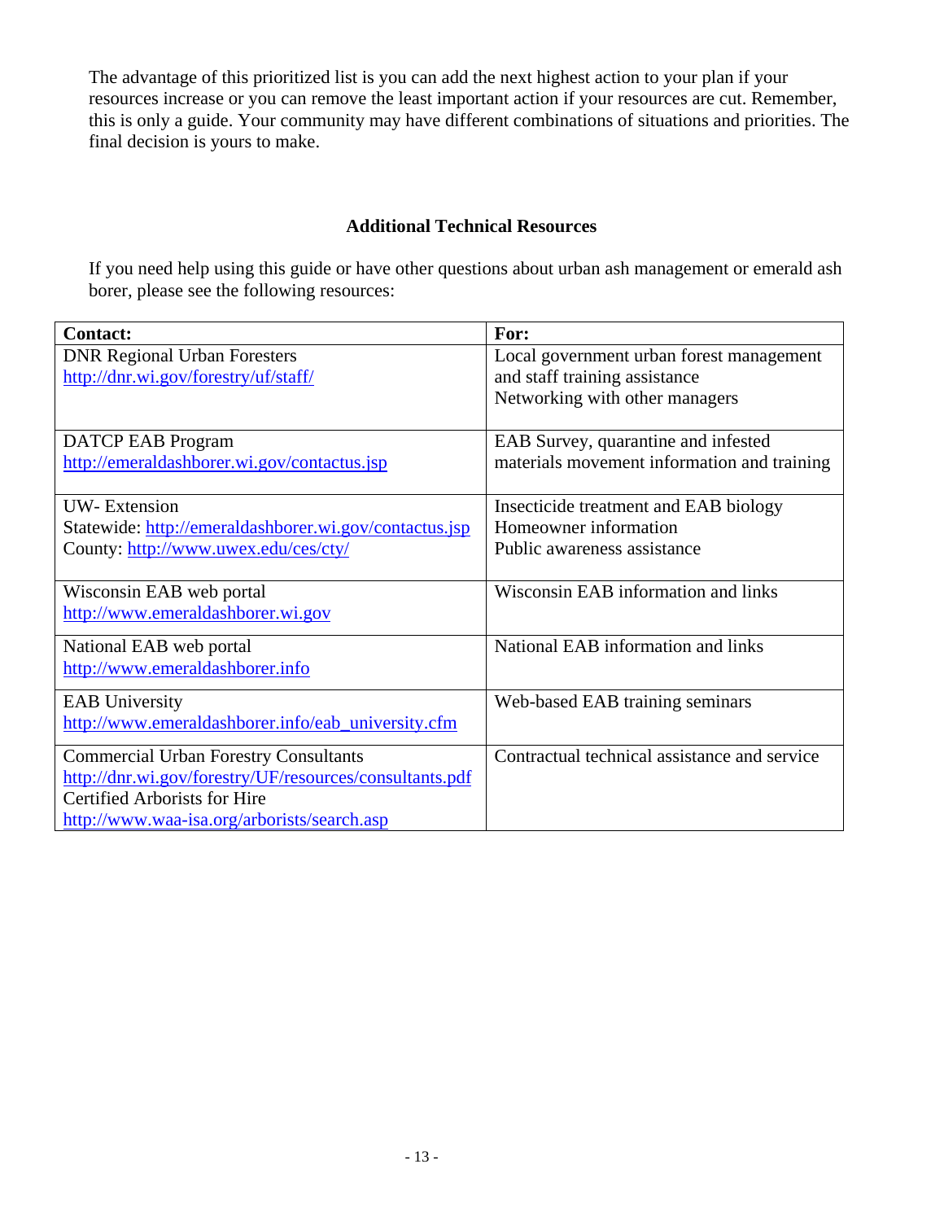The advantage of this prioritized list is you can add the next highest action to your plan if your resources increase or you can remove the least important action if your resources are cut. Remember, this is only a guide. Your community may have different combinations of situations and priorities. The final decision is yours to make.

### Additional Technical Resources

If you need help using this guide or have other questions about urban ash management or emerald ash borer, please see the following resources:

| **Contact:** | **For:** |
|---|---|
| DNR Regional Urban Foresters<br>http://dnr.wi.gov/forestry/uf/staff/ | Local government urban forest management and staff training assistance<br>Networking with other managers |
| DATCP EAB Program<br>http://emeraldashborer.wi.gov/contactus.jsp | EAB Survey, quarantine and infested materials movement information and training |
| UW- Extension<br>Statewide: http://emeraldashborer.wi.gov/contactus.jsp<br>County: http://www.uwex.edu/ces/cty/ | Insecticide treatment and EAB biology<br>Homeowner information<br>Public awareness assistance |
| Wisconsin EAB web portal<br>http://www.emeraldashborer.wi.gov | Wisconsin EAB information and links |
| National EAB web portal<br>http://www.emeraldashborer.info | National EAB information and links |
| EAB University<br>http://www.emeraldashborer.info/eab_university.cfm | Web-based EAB training seminars |
| Commercial Urban Forestry Consultants<br>http://dnr.wi.gov/forestry/UF/resources/consultants.pdf<br>Certified Arborists for Hire<br>http://www.waa-isa.org/arborists/search.asp | Contractual technical assistance and service |